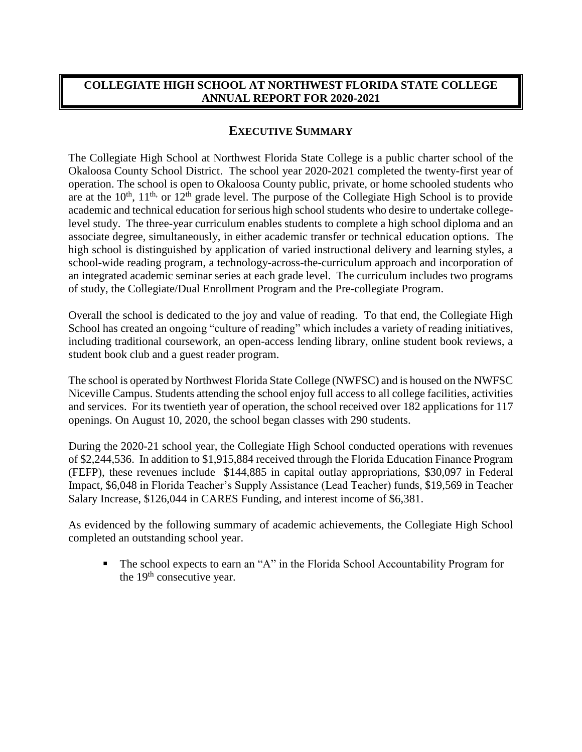# COLLEGIATE HIGH SCHOOL AT NORTHWEST FLORIDA STATE COLLEGE ANNUAL REPORT FOR 2020-2021

## EXECUTIVE SUMMARY

The Collegiate High School at Northwest Florida State College is a public charter school of the Okaloosa County School District. The school year 2020-2021 completed the twenty-first year of operation. The school is open to Okaloosa County public, private, or home schooled students who are at the 10th, 11th, or 12th grade level. The purpose of the Collegiate High School is to provide academic and technical education for serious high school students who desire to undertake college-level study. The three-year curriculum enables students to complete a high school diploma and an associate degree, simultaneously, in either academic transfer or technical education options. The high school is distinguished by application of varied instructional delivery and learning styles, a school-wide reading program, a technology-across-the-curriculum approach and incorporation of an integrated academic seminar series at each grade level. The curriculum includes two programs of study, the Collegiate/Dual Enrollment Program and the Pre-collegiate Program.

Overall the school is dedicated to the joy and value of reading. To that end, the Collegiate High School has created an ongoing "culture of reading" which includes a variety of reading initiatives, including traditional coursework, an open-access lending library, online student book reviews, a student book club and a guest reader program.

The school is operated by Northwest Florida State College (NWFSC) and is housed on the NWFSC Niceville Campus. Students attending the school enjoy full access to all college facilities, activities and services. For its twentieth year of operation, the school received over 182 applications for 117 openings. On August 10, 2020, the school began classes with 290 students.

During the 2020-21 school year, the Collegiate High School conducted operations with revenues of $2,244,536. In addition to $1,915,884 received through the Florida Education Finance Program (FEFP), these revenues include $144,885 in capital outlay appropriations, $30,097 in Federal Impact, $6,048 in Florida Teacher's Supply Assistance (Lead Teacher) funds, $19,569 in Teacher Salary Increase, $126,044 in CARES Funding, and interest income of $6,381.

As evidenced by the following summary of academic achievements, the Collegiate High School completed an outstanding school year.

- The school expects to earn an "A" in the Florida School Accountability Program for the 19th consecutive year.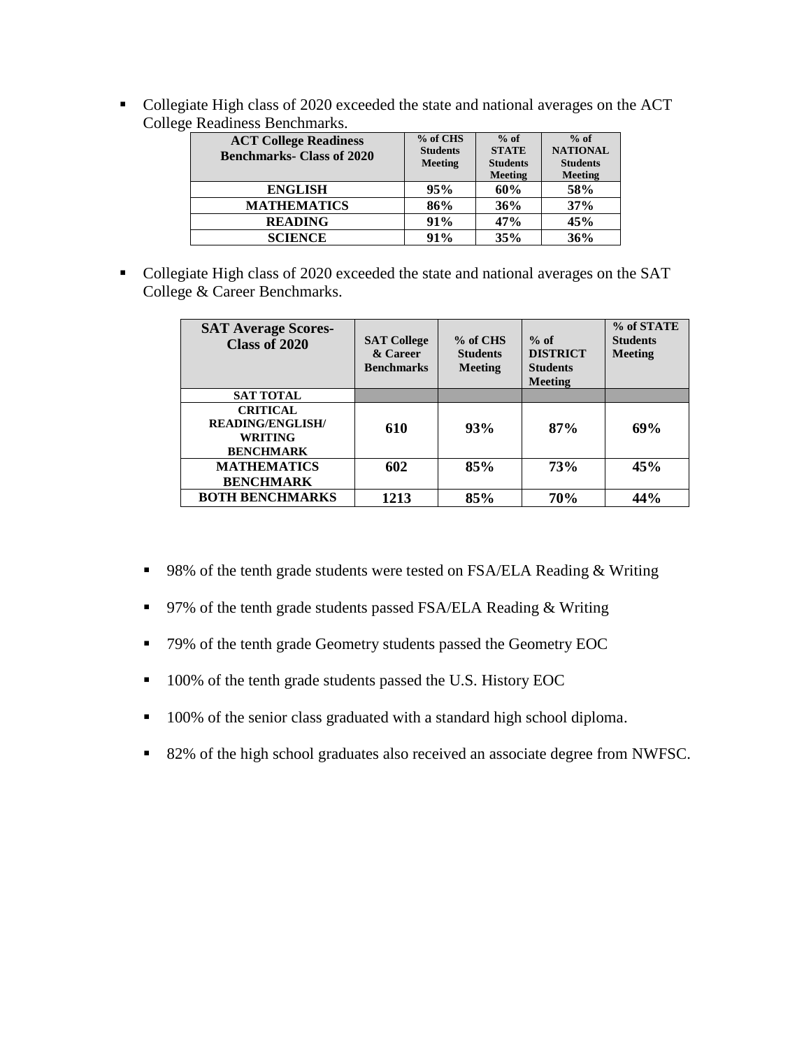- Collegiate High class of 2020 exceeded the state and national averages on the ACT College Readiness Benchmarks.

| ACT College Readiness Benchmarks- Class of 2020 | % of CHS Students Meeting | % of STATE Students Meeting | % of NATIONAL Students Meeting |
|---|---|---|---|
| ENGLISH | 95% | 60% | 58% |
| MATHEMATICS | 86% | 36% | 37% |
| READING | 91% | 47% | 45% |
| SCIENCE | 91% | 35% | 36% |

- Collegiate High class of 2020 exceeded the state and national averages on the SAT College & Career Benchmarks.

| SAT Average Scores- Class of 2020 | SAT College & Career Benchmarks | % of CHS Students Meeting | % of DISTRICT Students Meeting | % of STATE Students Meeting |
|---|---|---|---|---|
| SAT TOTAL | | | | |
| CRITICAL READING/ENGLISH/ WRITING BENCHMARK | 610 | 93% | 87% | 69% |
| MATHEMATICS BENCHMARK | 602 | 85% | 73% | 45% |
| BOTH BENCHMARKS | 1213 | 85% | 70% | 44% |

- 98% of the tenth grade students were tested on FSA/ELA Reading & Writing
- 97% of the tenth grade students passed FSA/ELA Reading & Writing
- 79% of the tenth grade Geometry students passed the Geometry EOC
- 100% of the tenth grade students passed the U.S. History EOC
- 100% of the senior class graduated with a standard high school diploma.
- 82% of the high school graduates also received an associate degree from NWFSC.